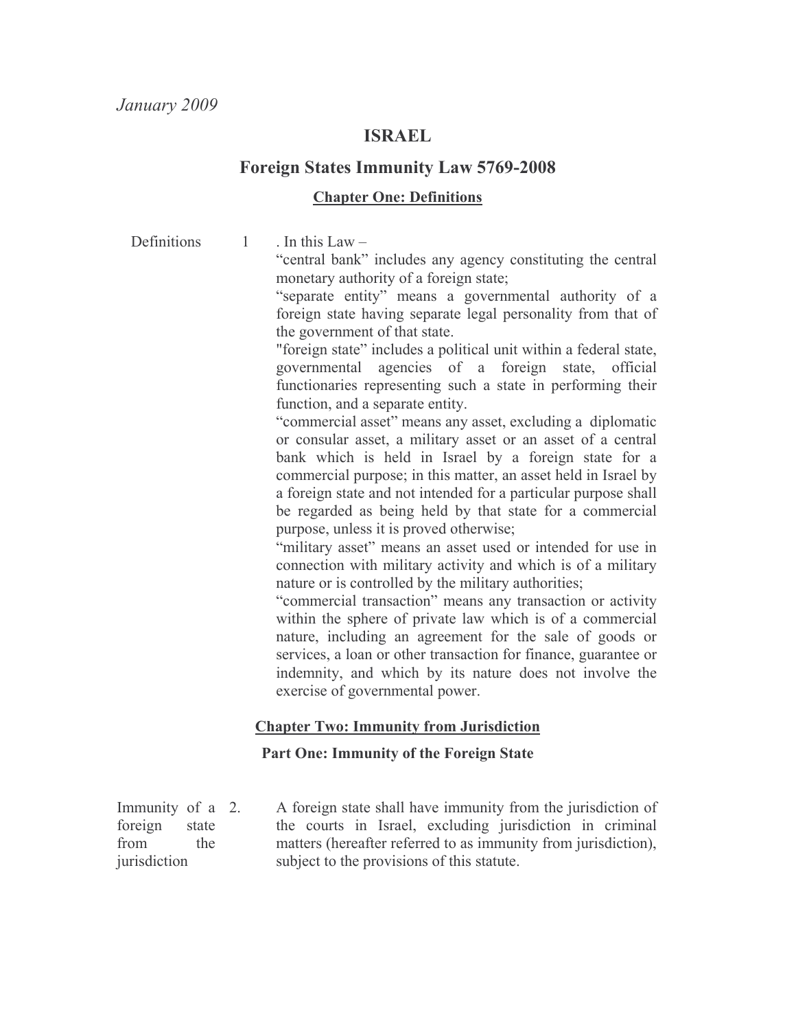*January 2009*

# ISRAEL

## Foreign States Immunity Law 5769-2008

### Chapter One: Definitions

Definitions

1 . In this Law –

"central bank" includes any agency constituting the central monetary authority of a foreign state;

"separate entity" means a governmental authority of a foreign state having separate legal personality from that of the government of that state.

"foreign state" includes a political unit within a federal state, governmental agencies of a foreign state, official functionaries representing such a state in performing their function, and a separate entity.

"commercial asset" means any asset, excluding a diplomatic or consular asset, a military asset or an asset of a central bank which is held in Israel by a foreign state for a commercial purpose; in this matter, an asset held in Israel by a foreign state and not intended for a particular purpose shall be regarded as being held by that state for a commercial purpose, unless it is proved otherwise;

"military asset" means an asset used or intended for use in connection with military activity and which is of a military nature or is controlled by the military authorities;

"commercial transaction" means any transaction or activity within the sphere of private law which is of a commercial nature, including an agreement for the sale of goods or services, a loan or other transaction for finance, guarantee or indemnity, and which by its nature does not involve the exercise of governmental power.

### Chapter Two: Immunity from Jurisdiction

#### Part One: Immunity of the Foreign State

Immunity of a foreign state from the jurisdiction

2. A foreign state shall have immunity from the jurisdiction of the courts in Israel, excluding jurisdiction in criminal matters (hereafter referred to as immunity from jurisdiction), subject to the provisions of this statute.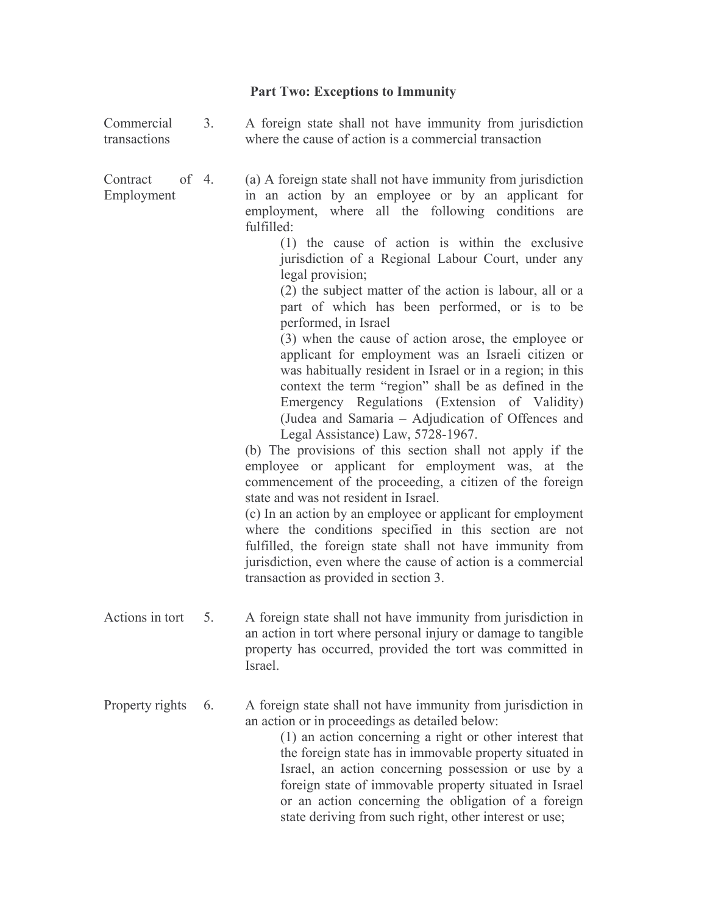## Part Two: Exceptions to Immunity

**Commercial transactions**

3. A foreign state shall not have immunity from jurisdiction where the cause of action is a commercial transaction

**Contract of Employment**

4. (a) A foreign state shall not have immunity from jurisdiction in an action by an employee or by an applicant for employment, where all the following conditions are fulfilled:

   (1) the cause of action is within the exclusive jurisdiction of a Regional Labour Court, under any legal provision;

   (2) the subject matter of the action is labour, all or a part of which has been performed, or is to be performed, in Israel

   (3) when the cause of action arose, the employee or applicant for employment was an Israeli citizen or was habitually resident in Israel or in a region; in this context the term "region" shall be as defined in the Emergency Regulations (Extension of Validity) (Judea and Samaria – Adjudication of Offences and Legal Assistance) Law, 5728-1967.

   (b) The provisions of this section shall not apply if the employee or applicant for employment was, at the commencement of the proceeding, a citizen of the foreign state and was not resident in Israel.

   (c) In an action by an employee or applicant for employment where the conditions specified in this section are not fulfilled, the foreign state shall not have immunity from jurisdiction, even where the cause of action is a commercial transaction as provided in section 3.

**Actions in tort**

5. A foreign state shall not have immunity from jurisdiction in an action in tort where personal injury or damage to tangible property has occurred, provided the tort was committed in Israel.

**Property rights**

6. A foreign state shall not have immunity from jurisdiction in an action or in proceedings as detailed below:

   (1) an action concerning a right or other interest that the foreign state has in immovable property situated in Israel, an action concerning possession or use by a foreign state of immovable property situated in Israel or an action concerning the obligation of a foreign state deriving from such right, other interest or use;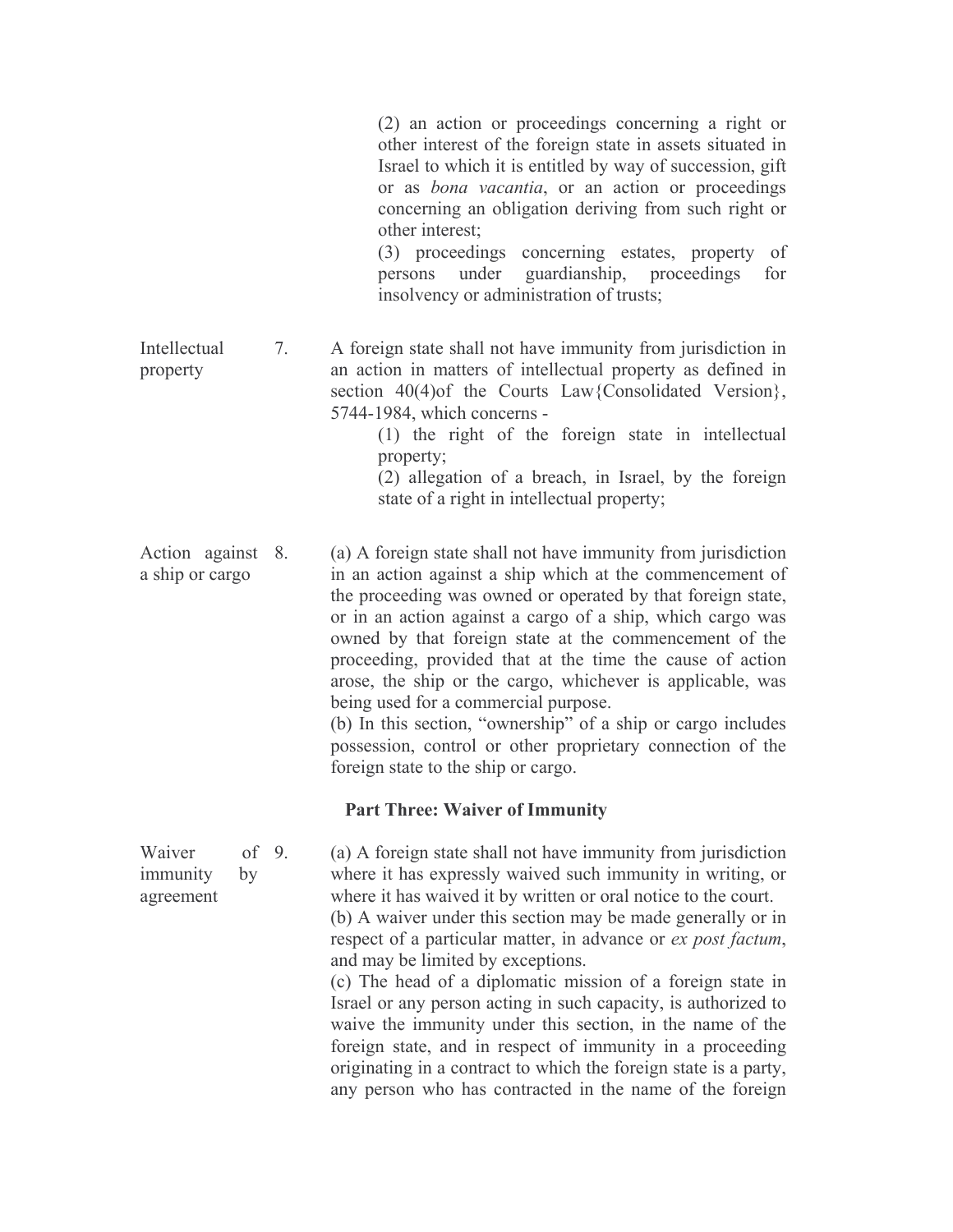(2) an action or proceedings concerning a right or other interest of the foreign state in assets situated in Israel to which it is entitled by way of succession, gift or as *bona vacantia*, or an action or proceedings concerning an obligation deriving from such right or other interest;

(3) proceedings concerning estates, property of persons under guardianship, proceedings for insolvency or administration of trusts;

**Intellectual property**

7. A foreign state shall not have immunity from jurisdiction in an action in matters of intellectual property as defined in section 40(4)of the Courts Law{Consolidated Version}, 5744-1984, which concerns -

(1) the right of the foreign state in intellectual property;

(2) allegation of a breach, in Israel, by the foreign state of a right in intellectual property;

**Action against a ship or cargo**

8. (a) A foreign state shall not have immunity from jurisdiction in an action against a ship which at the commencement of the proceeding was owned or operated by that foreign state, or in an action against a cargo of a ship, which cargo was owned by that foreign state at the commencement of the proceeding, provided that at the time the cause of action arose, the ship or the cargo, whichever is applicable, was being used for a commercial purpose.

(b) In this section, "ownership" of a ship or cargo includes possession, control or other proprietary connection of the foreign state to the ship or cargo.

## Part Three: Waiver of Immunity

**Waiver of immunity by agreement**

9. (a) A foreign state shall not have immunity from jurisdiction where it has expressly waived such immunity in writing, or where it has waived it by written or oral notice to the court.

(b) A waiver under this section may be made generally or in respect of a particular matter, in advance or *ex post factum*, and may be limited by exceptions.

(c) The head of a diplomatic mission of a foreign state in Israel or any person acting in such capacity, is authorized to waive the immunity under this section, in the name of the foreign state, and in respect of immunity in a proceeding originating in a contract to which the foreign state is a party, any person who has contracted in the name of the foreign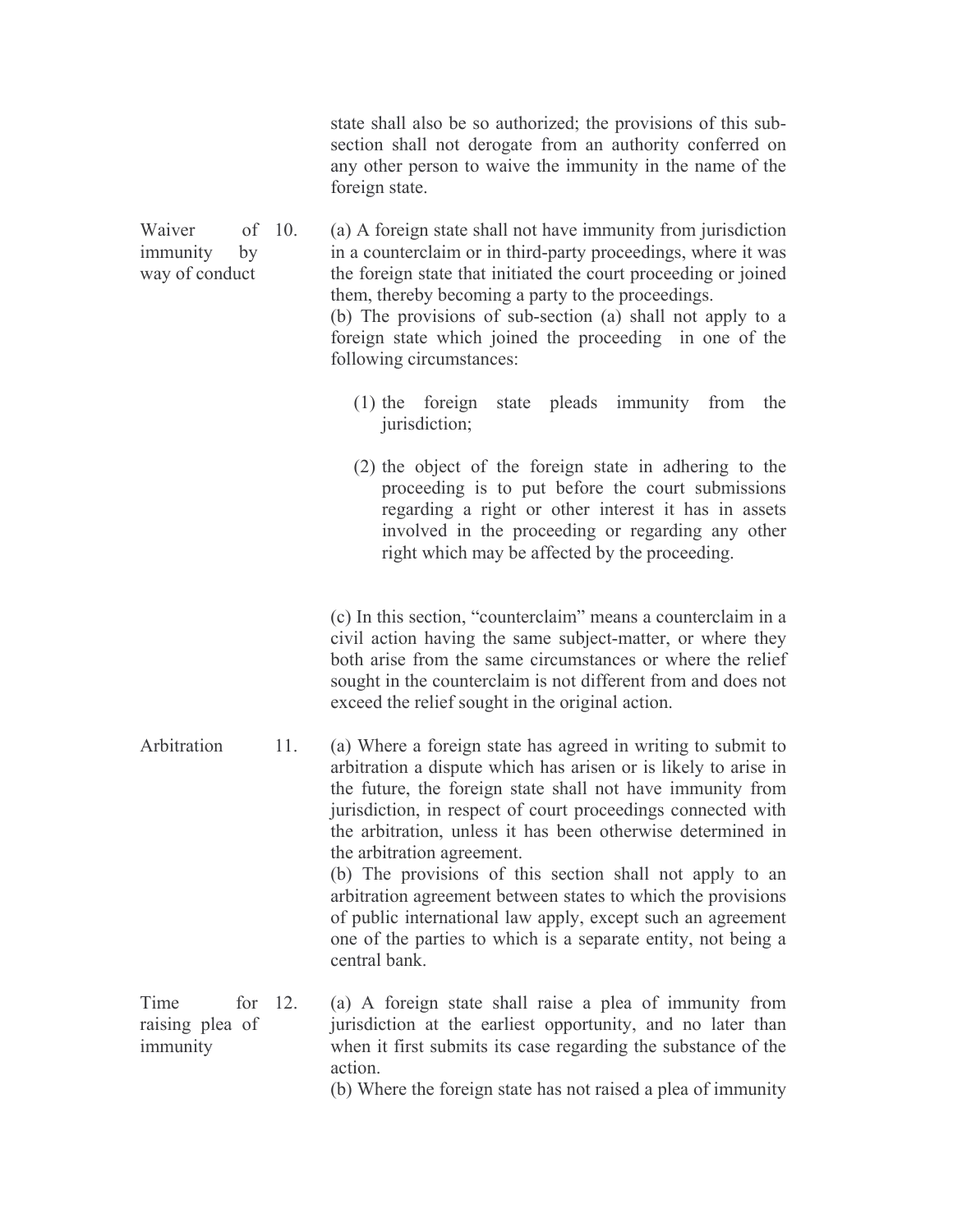state shall also be so authorized; the provisions of this sub-section shall not derogate from an authority conferred on any other person to waive the immunity in the name of the foreign state.

**Waiver of immunity by way of conduct**

10. (a) A foreign state shall not have immunity from jurisdiction in a counterclaim or in third-party proceedings, where it was the foreign state that initiated the court proceeding or joined them, thereby becoming a party to the proceedings.

(b) The provisions of sub-section (a) shall not apply to a foreign state which joined the proceeding in one of the following circumstances:

(1) the foreign state pleads immunity from the jurisdiction;

(2) the object of the foreign state in adhering to the proceeding is to put before the court submissions regarding a right or other interest it has in assets involved in the proceeding or regarding any other right which may be affected by the proceeding.

(c) In this section, "counterclaim" means a counterclaim in a civil action having the same subject-matter, or where they both arise from the same circumstances or where the relief sought in the counterclaim is not different from and does not exceed the relief sought in the original action.

**Arbitration**

11. (a) Where a foreign state has agreed in writing to submit to arbitration a dispute which has arisen or is likely to arise in the future, the foreign state shall not have immunity from jurisdiction, in respect of court proceedings connected with the arbitration, unless it has been otherwise determined in the arbitration agreement.

(b) The provisions of this section shall not apply to an arbitration agreement between states to which the provisions of public international law apply, except such an agreement one of the parties to which is a separate entity, not being a central bank.

**Time for raising plea of immunity**

12. (a) A foreign state shall raise a plea of immunity from jurisdiction at the earliest opportunity, and no later than when it first submits its case regarding the substance of the action.

(b) Where the foreign state has not raised a plea of immunity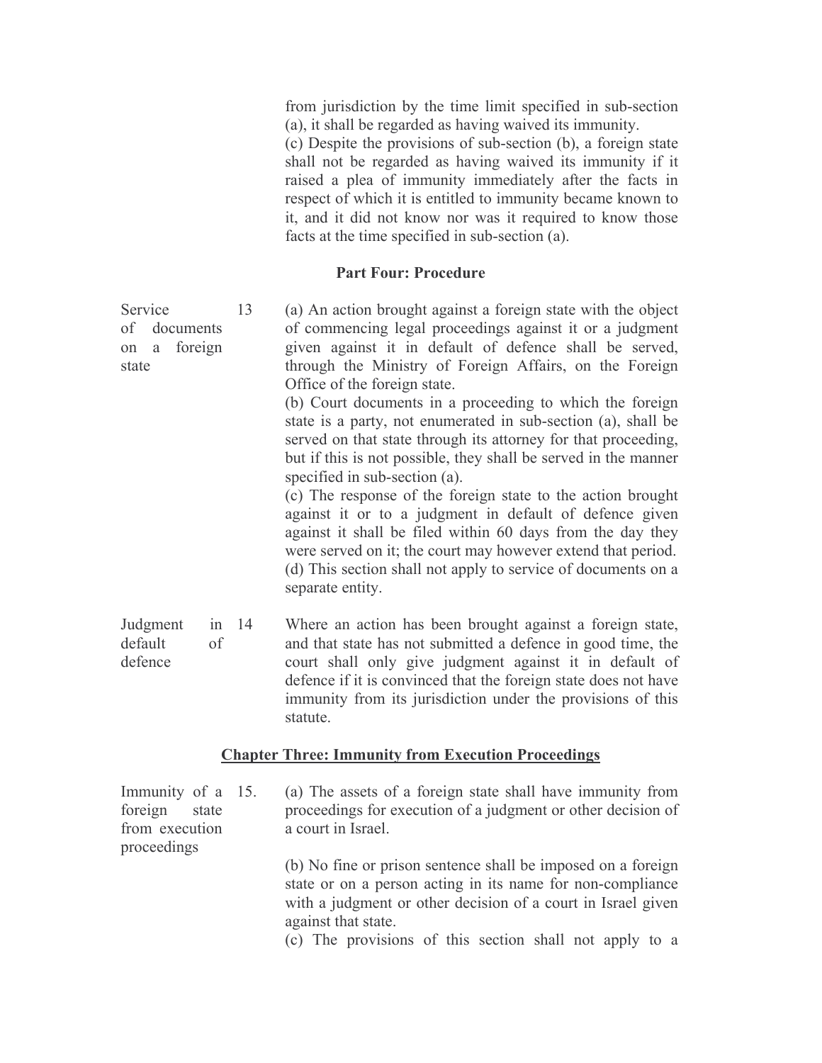from jurisdiction by the time limit specified in sub-section (a), it shall be regarded as having waived its immunity.

(c) Despite the provisions of sub-section (b), a foreign state shall not be regarded as having waived its immunity if it raised a plea of immunity immediately after the facts in respect of which it is entitled to immunity became known to it, and it did not know nor was it required to know those facts at the time specified in sub-section (a).

## Part Four: Procedure

**Service of documents on a foreign state**

13 (a) An action brought against a foreign state with the object of commencing legal proceedings against it or a judgment given against it in default of defence shall be served, through the Ministry of Foreign Affairs, on the Foreign Office of the foreign state.

(b) Court documents in a proceeding to which the foreign state is a party, not enumerated in sub-section (a), shall be served on that state through its attorney for that proceeding, but if this is not possible, they shall be served in the manner specified in sub-section (a).

(c) The response of the foreign state to the action brought against it or to a judgment in default of defence given against it shall be filed within 60 days from the day they were served on it; the court may however extend that period.

(d) This section shall not apply to service of documents on a separate entity.

**Judgment in default of defence**

14 Where an action has been brought against a foreign state, and that state has not submitted a defence in good time, the court shall only give judgment against it in default of defence if it is convinced that the foreign state does not have immunity from its jurisdiction under the provisions of this statute.

## Chapter Three: Immunity from Execution Proceedings

**Immunity of a foreign state from execution proceedings**

15. (a) The assets of a foreign state shall have immunity from proceedings for execution of a judgment or other decision of a court in Israel.

(b) No fine or prison sentence shall be imposed on a foreign state or on a person acting in its name for non-compliance with a judgment or other decision of a court in Israel given against that state.

(c) The provisions of this section shall not apply to a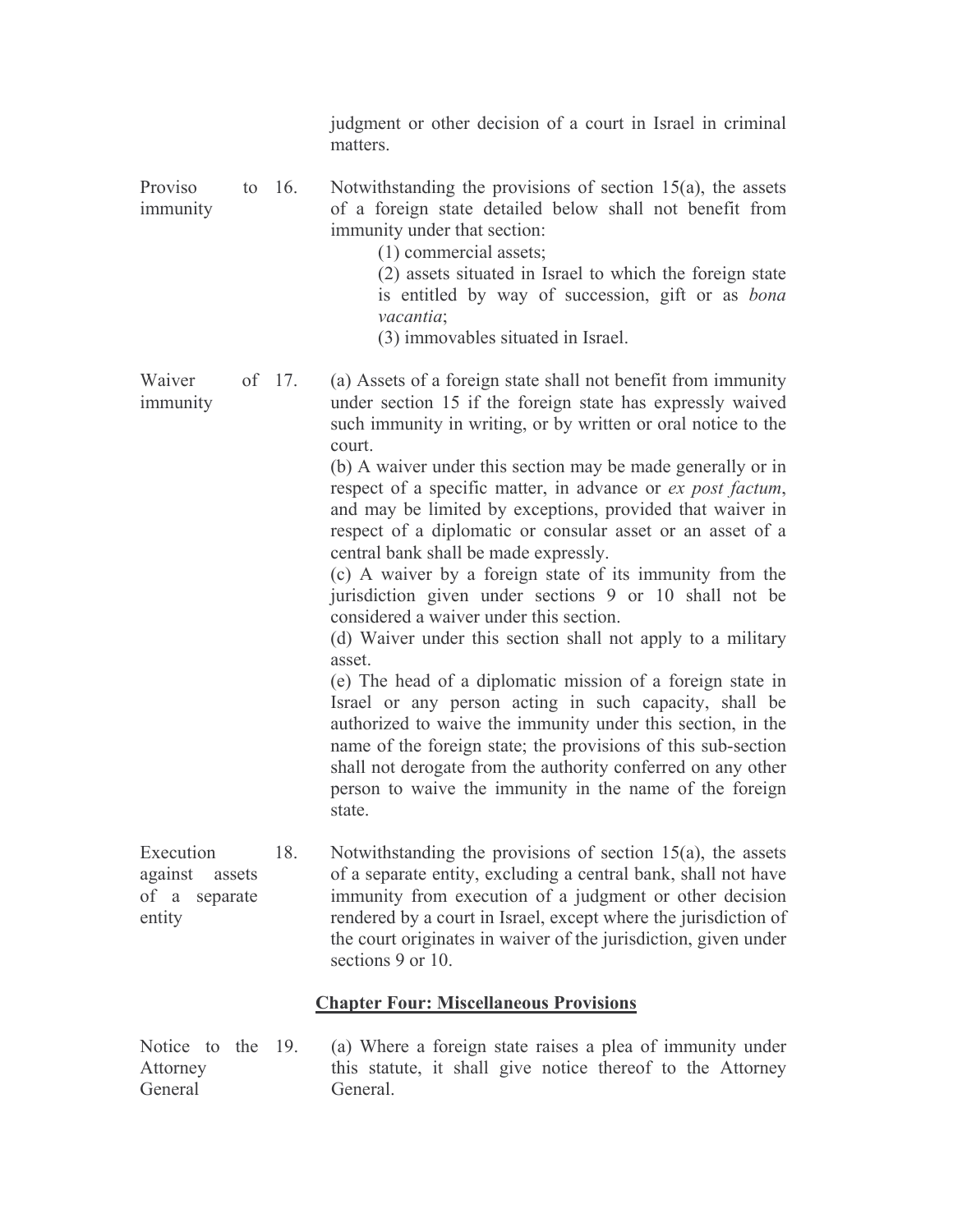judgment or other decision of a court in Israel in criminal matters.

**Proviso to immunity**

16. Notwithstanding the provisions of section 15(a), the assets of a foreign state detailed below shall not benefit from immunity under that section:

(1) commercial assets;

(2) assets situated in Israel to which the foreign state is entitled by way of succession, gift or as *bona vacantia*;

(3) immovables situated in Israel.

**Waiver of immunity**

17. (a) Assets of a foreign state shall not benefit from immunity under section 15 if the foreign state has expressly waived such immunity in writing, or by written or oral notice to the court.

(b) A waiver under this section may be made generally or in respect of a specific matter, in advance or *ex post factum*, and may be limited by exceptions, provided that waiver in respect of a diplomatic or consular asset or an asset of a central bank shall be made expressly.

(c) A waiver by a foreign state of its immunity from the jurisdiction given under sections 9 or 10 shall not be considered a waiver under this section.

(d) Waiver under this section shall not apply to a military asset.

(e) The head of a diplomatic mission of a foreign state in Israel or any person acting in such capacity, shall be authorized to waive the immunity under this section, in the name of the foreign state; the provisions of this sub-section shall not derogate from the authority conferred on any other person to waive the immunity in the name of the foreign state.

**Execution against assets of a separate entity**

18. Notwithstanding the provisions of section 15(a), the assets of a separate entity, excluding a central bank, shall not have immunity from execution of a judgment or other decision rendered by a court in Israel, except where the jurisdiction of the court originates in waiver of the jurisdiction, given under sections 9 or 10.

## Chapter Four: Miscellaneous Provisions

**Notice to the Attorney General**

19. (a) Where a foreign state raises a plea of immunity under this statute, it shall give notice thereof to the Attorney General.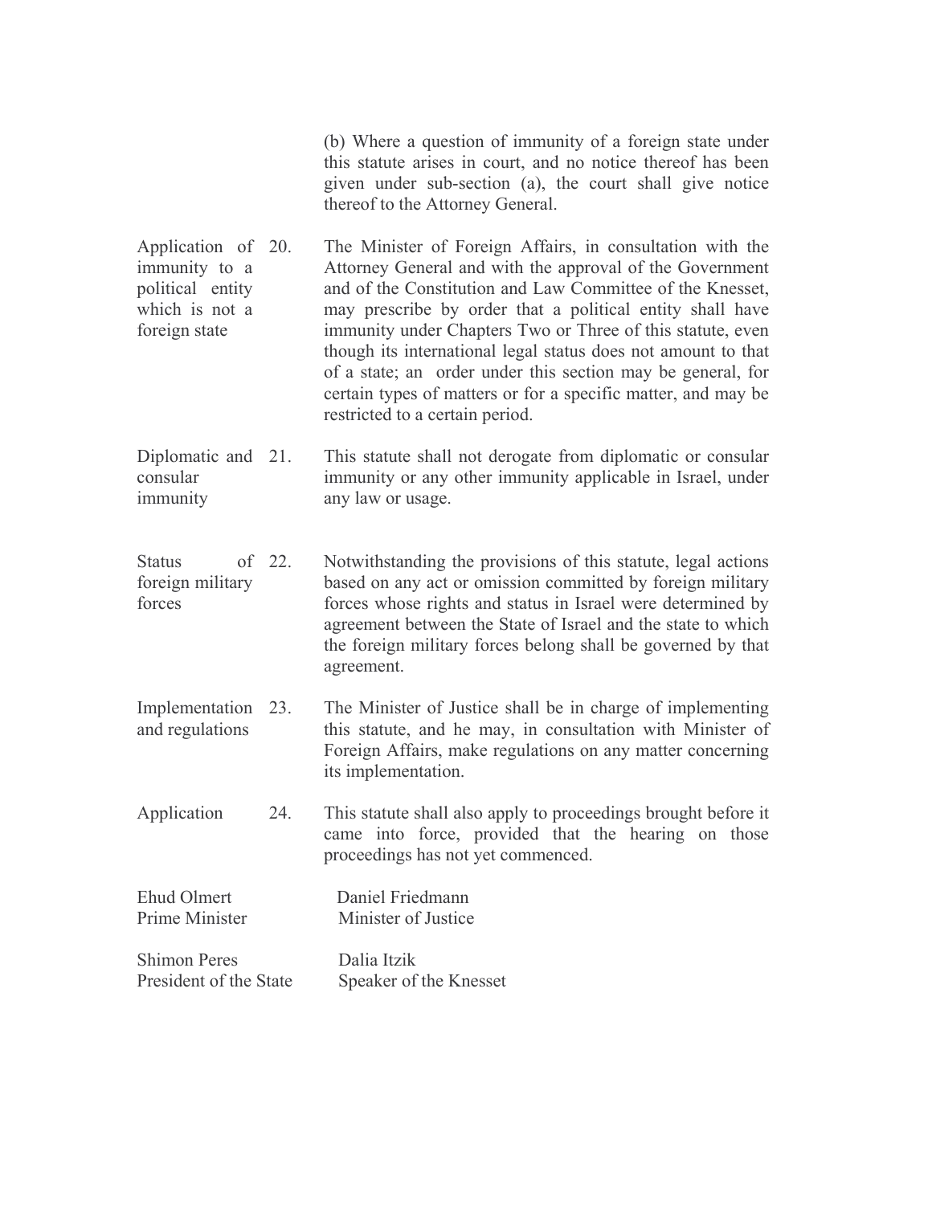(b) Where a question of immunity of a foreign state under this statute arises in court, and no notice thereof has been given under sub-section (a), the court shall give notice thereof to the Attorney General.

**Application of immunity to a political entity which is not a foreign state**

20. The Minister of Foreign Affairs, in consultation with the Attorney General and with the approval of the Government and of the Constitution and Law Committee of the Knesset, may prescribe by order that a political entity shall have immunity under Chapters Two or Three of this statute, even though its international legal status does not amount to that of a state; an order under this section may be general, for certain types of matters or for a specific matter, and may be restricted to a certain period.

**Diplomatic and consular immunity**

21. This statute shall not derogate from diplomatic or consular immunity or any other immunity applicable in Israel, under any law or usage.

**Status of foreign military forces**

22. Notwithstanding the provisions of this statute, legal actions based on any act or omission committed by foreign military forces whose rights and status in Israel were determined by agreement between the State of Israel and the state to which the foreign military forces belong shall be governed by that agreement.

**Implementation and regulations**

23. The Minister of Justice shall be in charge of implementing this statute, and he may, in consultation with Minister of Foreign Affairs, make regulations on any matter concerning its implementation.

**Application**

24. This statute shall also apply to proceedings brought before it came into force, provided that the hearing on those proceedings has not yet commenced.

| | |
|---|---|
| Ehud Olmert<br>Prime Minister | Daniel Friedmann<br>Minister of Justice |
| Shimon Peres<br>President of the State | Dalia Itzik<br>Speaker of the Knesset |